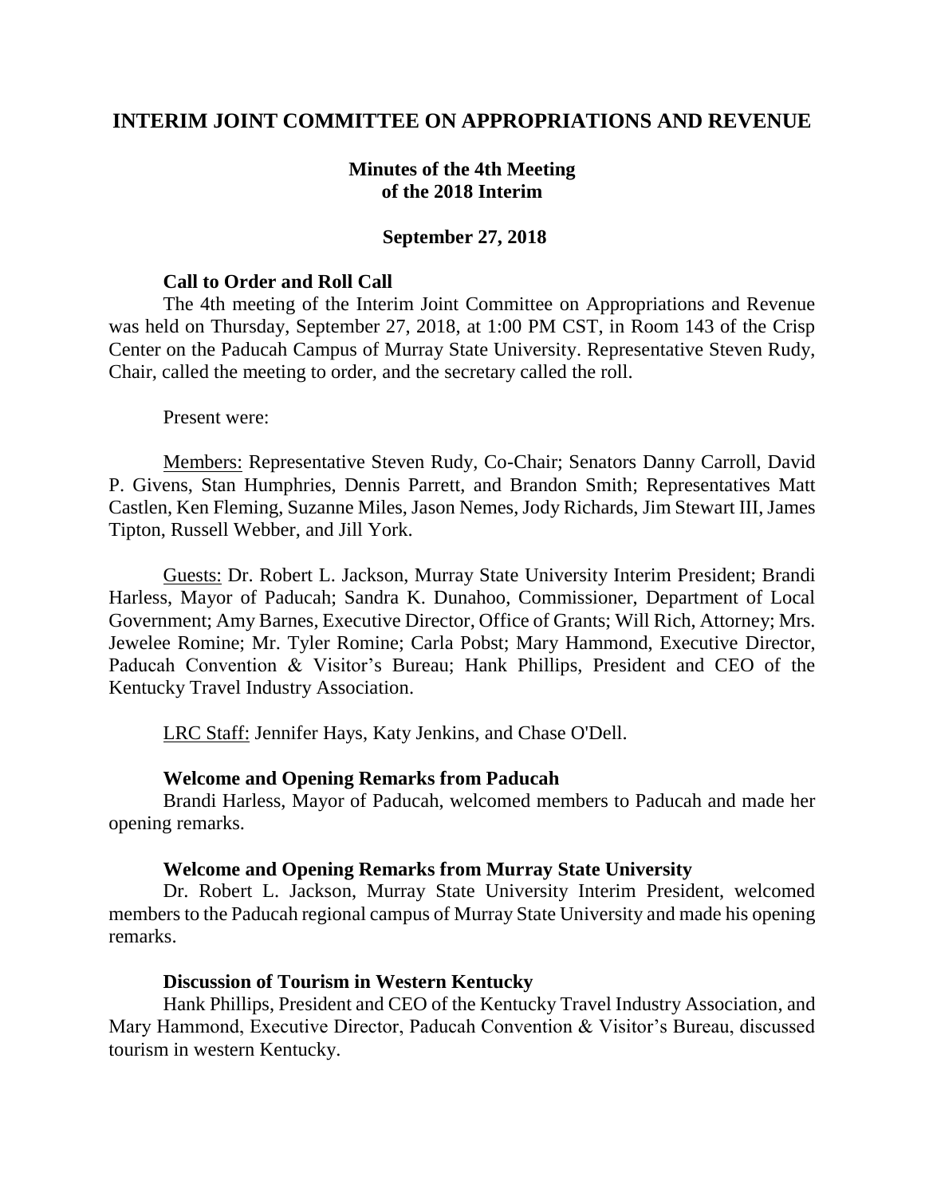# INTERIM JOINT COMMITTEE ON APPROPRIATIONS AND REVENUE

## Minutes of the 4th Meeting of the 2018 Interim

### September 27, 2018

**Call to Order and Roll Call**

The 4th meeting of the Interim Joint Committee on Appropriations and Revenue was held on Thursday, September 27, 2018, at 1:00 PM CST, in Room 143 of the Crisp Center on the Paducah Campus of Murray State University. Representative Steven Rudy, Chair, called the meeting to order, and the secretary called the roll.

Present were:

Members: Representative Steven Rudy, Co-Chair; Senators Danny Carroll, David P. Givens, Stan Humphries, Dennis Parrett, and Brandon Smith; Representatives Matt Castlen, Ken Fleming, Suzanne Miles, Jason Nemes, Jody Richards, Jim Stewart III, James Tipton, Russell Webber, and Jill York.

Guests: Dr. Robert L. Jackson, Murray State University Interim President; Brandi Harless, Mayor of Paducah; Sandra K. Dunahoo, Commissioner, Department of Local Government; Amy Barnes, Executive Director, Office of Grants; Will Rich, Attorney; Mrs. Jewelee Romine; Mr. Tyler Romine; Carla Pobst; Mary Hammond, Executive Director, Paducah Convention & Visitor's Bureau; Hank Phillips, President and CEO of the Kentucky Travel Industry Association.

LRC Staff: Jennifer Hays, Katy Jenkins, and Chase O'Dell.

**Welcome and Opening Remarks from Paducah**

Brandi Harless, Mayor of Paducah, welcomed members to Paducah and made her opening remarks.

**Welcome and Opening Remarks from Murray State University**

Dr. Robert L. Jackson, Murray State University Interim President, welcomed members to the Paducah regional campus of Murray State University and made his opening remarks.

**Discussion of Tourism in Western Kentucky**

Hank Phillips, President and CEO of the Kentucky Travel Industry Association, and Mary Hammond, Executive Director, Paducah Convention & Visitor's Bureau, discussed tourism in western Kentucky.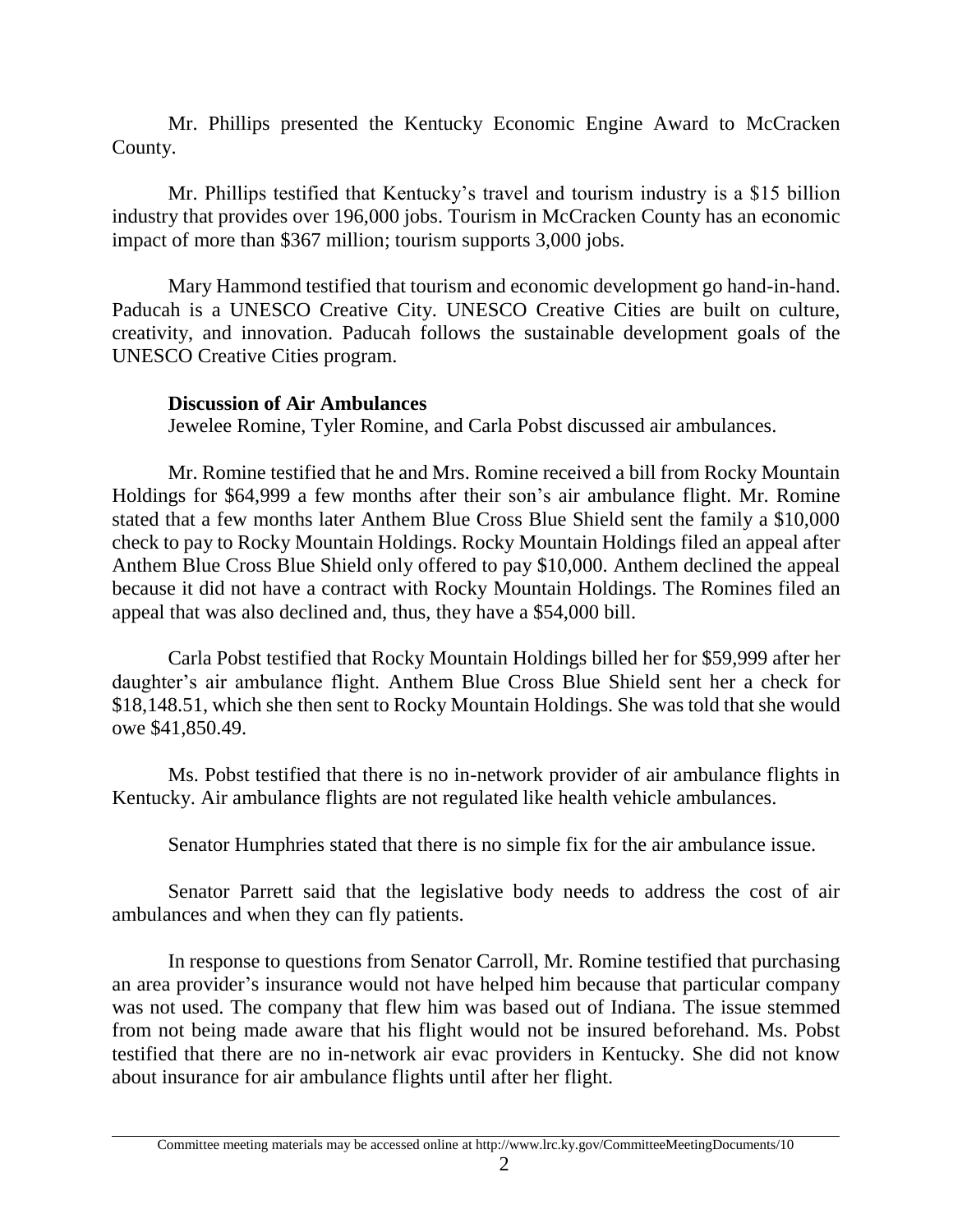Mr. Phillips presented the Kentucky Economic Engine Award to McCracken County.

Mr. Phillips testified that Kentucky's travel and tourism industry is a $15 billion industry that provides over 196,000 jobs. Tourism in McCracken County has an economic impact of more than $367 million; tourism supports 3,000 jobs.

Mary Hammond testified that tourism and economic development go hand-in-hand. Paducah is a UNESCO Creative City. UNESCO Creative Cities are built on culture, creativity, and innovation. Paducah follows the sustainable development goals of the UNESCO Creative Cities program.

**Discussion of Air Ambulances**

Jewelee Romine, Tyler Romine, and Carla Pobst discussed air ambulances.

Mr. Romine testified that he and Mrs. Romine received a bill from Rocky Mountain Holdings for $64,999 a few months after their son's air ambulance flight. Mr. Romine stated that a few months later Anthem Blue Cross Blue Shield sent the family a $10,000 check to pay to Rocky Mountain Holdings. Rocky Mountain Holdings filed an appeal after Anthem Blue Cross Blue Shield only offered to pay $10,000. Anthem declined the appeal because it did not have a contract with Rocky Mountain Holdings. The Romines filed an appeal that was also declined and, thus, they have a $54,000 bill.

Carla Pobst testified that Rocky Mountain Holdings billed her for $59,999 after her daughter's air ambulance flight. Anthem Blue Cross Blue Shield sent her a check for $18,148.51, which she then sent to Rocky Mountain Holdings. She was told that she would owe $41,850.49.

Ms. Pobst testified that there is no in-network provider of air ambulance flights in Kentucky. Air ambulance flights are not regulated like health vehicle ambulances.

Senator Humphries stated that there is no simple fix for the air ambulance issue.

Senator Parrett said that the legislative body needs to address the cost of air ambulances and when they can fly patients.

In response to questions from Senator Carroll, Mr. Romine testified that purchasing an area provider's insurance would not have helped him because that particular company was not used. The company that flew him was based out of Indiana. The issue stemmed from not being made aware that his flight would not be insured beforehand. Ms. Pobst testified that there are no in-network air evac providers in Kentucky. She did not know about insurance for air ambulance flights until after her flight.

Committee meeting materials may be accessed online at http://www.lrc.ky.gov/CommitteeMeetingDocuments/10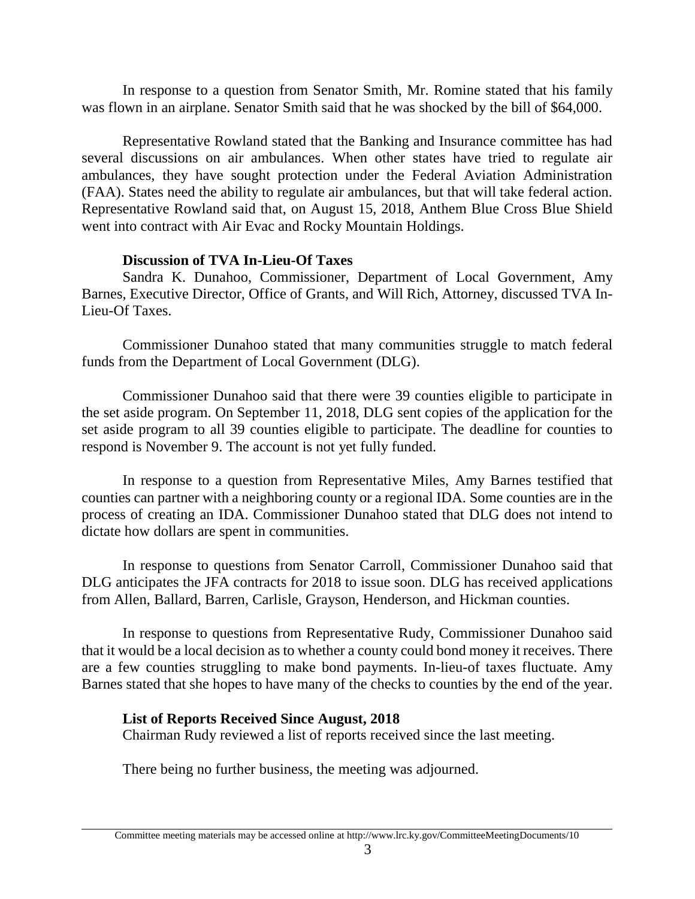In response to a question from Senator Smith, Mr. Romine stated that his family was flown in an airplane. Senator Smith said that he was shocked by the bill of $64,000.

Representative Rowland stated that the Banking and Insurance committee has had several discussions on air ambulances. When other states have tried to regulate air ambulances, they have sought protection under the Federal Aviation Administration (FAA). States need the ability to regulate air ambulances, but that will take federal action. Representative Rowland said that, on August 15, 2018, Anthem Blue Cross Blue Shield went into contract with Air Evac and Rocky Mountain Holdings.

**Discussion of TVA In-Lieu-Of Taxes**

Sandra K. Dunahoo, Commissioner, Department of Local Government, Amy Barnes, Executive Director, Office of Grants, and Will Rich, Attorney, discussed TVA In-Lieu-Of Taxes.

Commissioner Dunahoo stated that many communities struggle to match federal funds from the Department of Local Government (DLG).

Commissioner Dunahoo said that there were 39 counties eligible to participate in the set aside program. On September 11, 2018, DLG sent copies of the application for the set aside program to all 39 counties eligible to participate. The deadline for counties to respond is November 9. The account is not yet fully funded.

In response to a question from Representative Miles, Amy Barnes testified that counties can partner with a neighboring county or a regional IDA. Some counties are in the process of creating an IDA. Commissioner Dunahoo stated that DLG does not intend to dictate how dollars are spent in communities.

In response to questions from Senator Carroll, Commissioner Dunahoo said that DLG anticipates the JFA contracts for 2018 to issue soon. DLG has received applications from Allen, Ballard, Barren, Carlisle, Grayson, Henderson, and Hickman counties.

In response to questions from Representative Rudy, Commissioner Dunahoo said that it would be a local decision as to whether a county could bond money it receives. There are a few counties struggling to make bond payments. In-lieu-of taxes fluctuate. Amy Barnes stated that she hopes to have many of the checks to counties by the end of the year.

**List of Reports Received Since August, 2018**

Chairman Rudy reviewed a list of reports received since the last meeting.

There being no further business, the meeting was adjourned.

Committee meeting materials may be accessed online at http://www.lrc.ky.gov/CommitteeMeetingDocuments/10